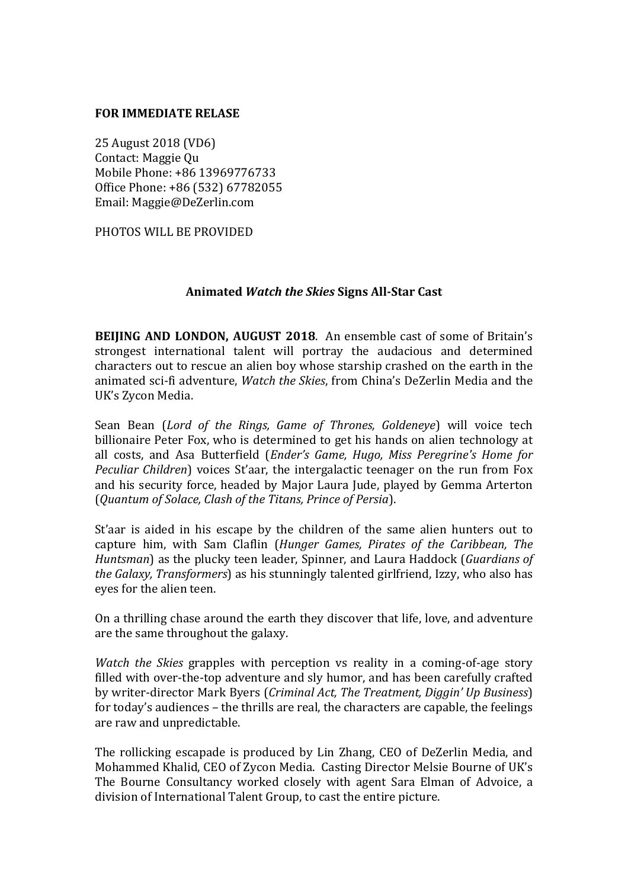**FOR IMMEDIATE RELASE**

25 August 2018 (VD6)
Contact: Maggie Qu
Mobile Phone: +86 13969776733
Office Phone: +86 (532) 67782055
Email: Maggie@DeZerlin.com

PHOTOS WILL BE PROVIDED

## Animated *Watch the Skies* Signs All-Star Cast

**BEIJING AND LONDON, AUGUST 2018**. An ensemble cast of some of Britain's strongest international talent will portray the audacious and determined characters out to rescue an alien boy whose starship crashed on the earth in the animated sci-fi adventure, *Watch the Skies*, from China's DeZerlin Media and the UK's Zycon Media.

Sean Bean (*Lord of the Rings, Game of Thrones, Goldeneye*) will voice tech billionaire Peter Fox, who is determined to get his hands on alien technology at all costs, and Asa Butterfield (*Ender's Game, Hugo, Miss Peregrine's Home for Peculiar Children*) voices St'aar, the intergalactic teenager on the run from Fox and his security force, headed by Major Laura Jude, played by Gemma Arterton (*Quantum of Solace, Clash of the Titans, Prince of Persia*).

St'aar is aided in his escape by the children of the same alien hunters out to capture him, with Sam Claflin (*Hunger Games, Pirates of the Caribbean, The Huntsman*) as the plucky teen leader, Spinner, and Laura Haddock (*Guardians of the Galaxy, Transformers*) as his stunningly talented girlfriend, Izzy, who also has eyes for the alien teen.

On a thrilling chase around the earth they discover that life, love, and adventure are the same throughout the galaxy.

*Watch the Skies* grapples with perception vs reality in a coming-of-age story filled with over-the-top adventure and sly humor, and has been carefully crafted by writer-director Mark Byers (*Criminal Act, The Treatment, Diggin' Up Business*) for today's audiences – the thrills are real, the characters are capable, the feelings are raw and unpredictable.

The rollicking escapade is produced by Lin Zhang, CEO of DeZerlin Media, and Mohammed Khalid, CEO of Zycon Media. Casting Director Melsie Bourne of UK's The Bourne Consultancy worked closely with agent Sara Elman of Advoice, a division of International Talent Group, to cast the entire picture.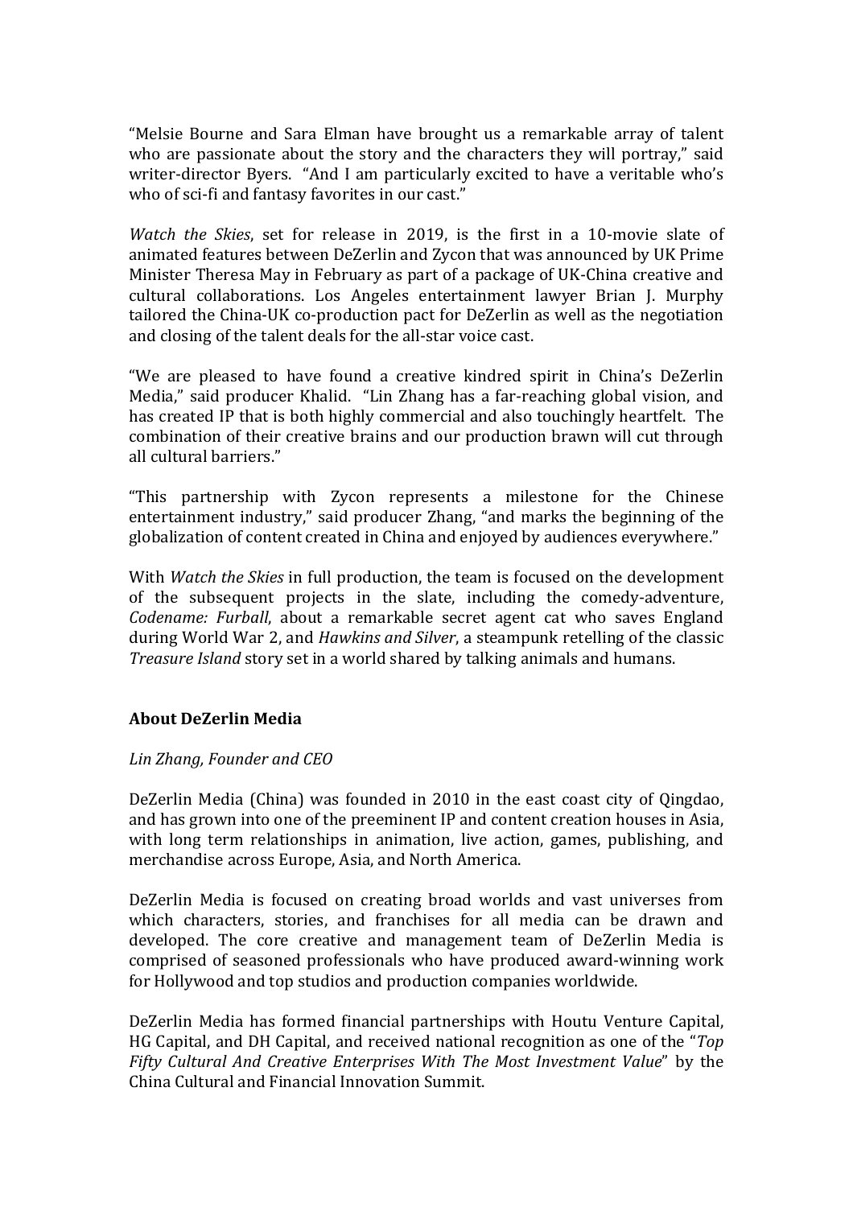"Melsie Bourne and Sara Elman have brought us a remarkable array of talent who are passionate about the story and the characters they will portray," said writer-director Byers. "And I am particularly excited to have a veritable who's who of sci-fi and fantasy favorites in our cast."

*Watch the Skies*, set for release in 2019, is the first in a 10-movie slate of animated features between DeZerlin and Zycon that was announced by UK Prime Minister Theresa May in February as part of a package of UK-China creative and cultural collaborations. Los Angeles entertainment lawyer Brian J. Murphy tailored the China-UK co-production pact for DeZerlin as well as the negotiation and closing of the talent deals for the all-star voice cast.

"We are pleased to have found a creative kindred spirit in China's DeZerlin Media," said producer Khalid. "Lin Zhang has a far-reaching global vision, and has created IP that is both highly commercial and also touchingly heartfelt. The combination of their creative brains and our production brawn will cut through all cultural barriers."

"This partnership with Zycon represents a milestone for the Chinese entertainment industry," said producer Zhang, "and marks the beginning of the globalization of content created in China and enjoyed by audiences everywhere."

With *Watch the Skies* in full production, the team is focused on the development of the subsequent projects in the slate, including the comedy-adventure, *Codename: Furball*, about a remarkable secret agent cat who saves England during World War 2, and *Hawkins and Silver*, a steampunk retelling of the classic *Treasure Island* story set in a world shared by talking animals and humans.

**About DeZerlin Media**

*Lin Zhang, Founder and CEO*

DeZerlin Media (China) was founded in 2010 in the east coast city of Qingdao, and has grown into one of the preeminent IP and content creation houses in Asia, with long term relationships in animation, live action, games, publishing, and merchandise across Europe, Asia, and North America.

DeZerlin Media is focused on creating broad worlds and vast universes from which characters, stories, and franchises for all media can be drawn and developed. The core creative and management team of DeZerlin Media is comprised of seasoned professionals who have produced award-winning work for Hollywood and top studios and production companies worldwide.

DeZerlin Media has formed financial partnerships with Houtu Venture Capital, HG Capital, and DH Capital, and received national recognition as one of the "*Top Fifty Cultural And Creative Enterprises With The Most Investment Value*" by the China Cultural and Financial Innovation Summit.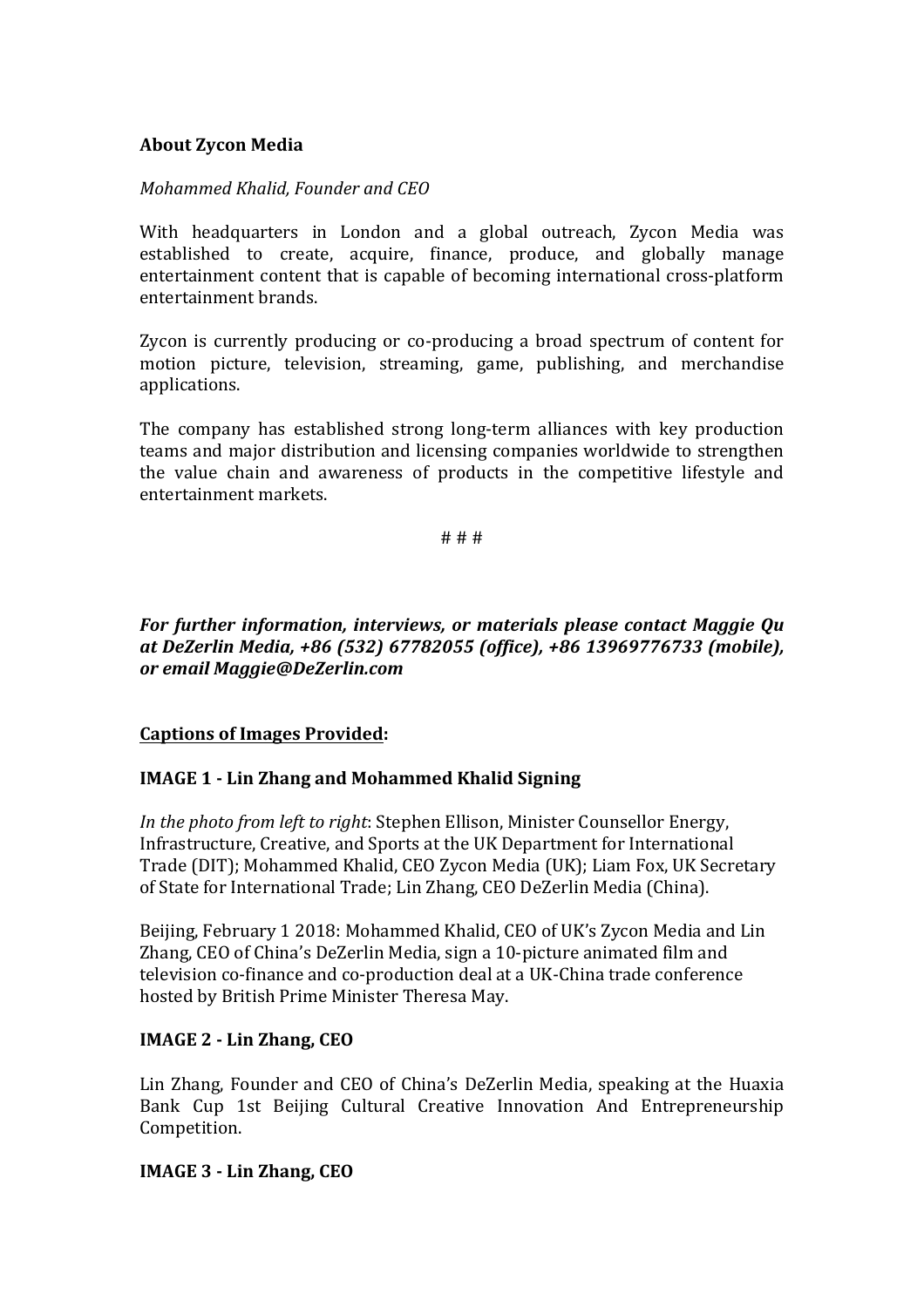**About Zycon Media**

*Mohammed Khalid, Founder and CEO*

With headquarters in London and a global outreach, Zycon Media was established to create, acquire, finance, produce, and globally manage entertainment content that is capable of becoming international cross-platform entertainment brands.

Zycon is currently producing or co-producing a broad spectrum of content for motion picture, television, streaming, game, publishing, and merchandise applications.

The company has established strong long-term alliances with key production teams and major distribution and licensing companies worldwide to strengthen the value chain and awareness of products in the competitive lifestyle and entertainment markets.

# # #

***For further information, interviews, or materials please contact Maggie Qu at DeZerlin Media, +86 (532) 67782055 (office), +86 13969776733 (mobile), or email Maggie@DeZerlin.com***

**<u>Captions of Images Provided</u>:**

**IMAGE 1 - Lin Zhang and Mohammed Khalid Signing**

*In the photo from left to right*: Stephen Ellison, Minister Counsellor Energy, Infrastructure, Creative, and Sports at the UK Department for International Trade (DIT); Mohammed Khalid, CEO Zycon Media (UK); Liam Fox, UK Secretary of State for International Trade; Lin Zhang, CEO DeZerlin Media (China).

Beijing, February 1 2018: Mohammed Khalid, CEO of UK's Zycon Media and Lin Zhang, CEO of China's DeZerlin Media, sign a 10-picture animated film and television co-finance and co-production deal at a UK-China trade conference hosted by British Prime Minister Theresa May.

**IMAGE 2 - Lin Zhang, CEO**

Lin Zhang, Founder and CEO of China's DeZerlin Media, speaking at the Huaxia Bank Cup 1st Beijing Cultural Creative Innovation And Entrepreneurship Competition.

**IMAGE 3 - Lin Zhang, CEO**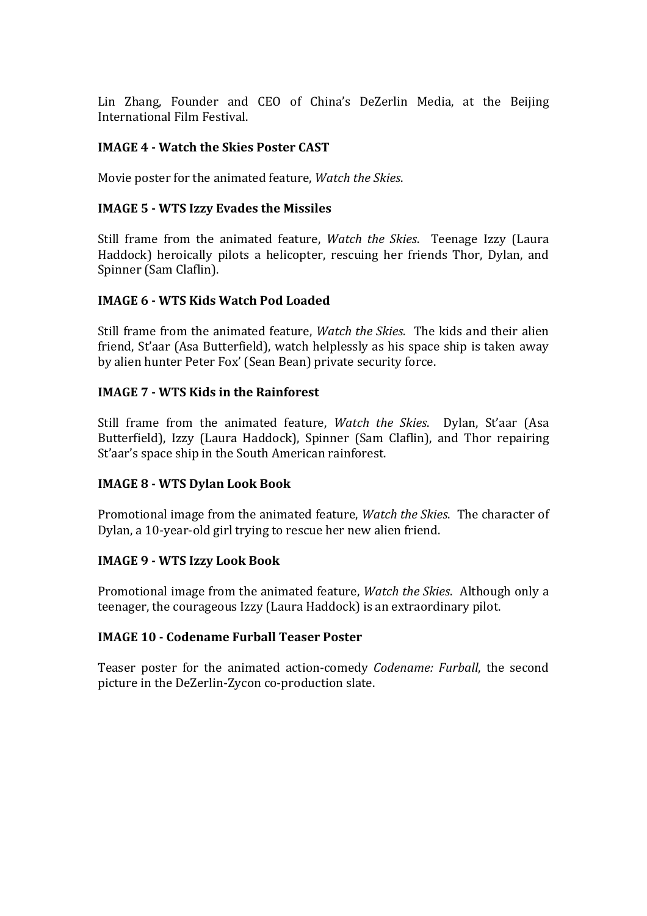Lin Zhang, Founder and CEO of China's DeZerlin Media, at the Beijing International Film Festival.

**IMAGE 4 - Watch the Skies Poster CAST**

Movie poster for the animated feature, *Watch the Skies*.

**IMAGE 5 - WTS Izzy Evades the Missiles**

Still frame from the animated feature, *Watch the Skies*. Teenage Izzy (Laura Haddock) heroically pilots a helicopter, rescuing her friends Thor, Dylan, and Spinner (Sam Claflin).

**IMAGE 6 - WTS Kids Watch Pod Loaded**

Still frame from the animated feature, *Watch the Skies*. The kids and their alien friend, St'aar (Asa Butterfield), watch helplessly as his space ship is taken away by alien hunter Peter Fox' (Sean Bean) private security force.

**IMAGE 7 - WTS Kids in the Rainforest**

Still frame from the animated feature, *Watch the Skies*. Dylan, St'aar (Asa Butterfield), Izzy (Laura Haddock), Spinner (Sam Claflin), and Thor repairing St'aar's space ship in the South American rainforest.

**IMAGE 8 - WTS Dylan Look Book**

Promotional image from the animated feature, *Watch the Skies*. The character of Dylan, a 10-year-old girl trying to rescue her new alien friend.

**IMAGE 9 - WTS Izzy Look Book**

Promotional image from the animated feature, *Watch the Skies*. Although only a teenager, the courageous Izzy (Laura Haddock) is an extraordinary pilot.

**IMAGE 10 - Codename Furball Teaser Poster**

Teaser poster for the animated action-comedy *Codename: Furball*, the second picture in the DeZerlin-Zycon co-production slate.